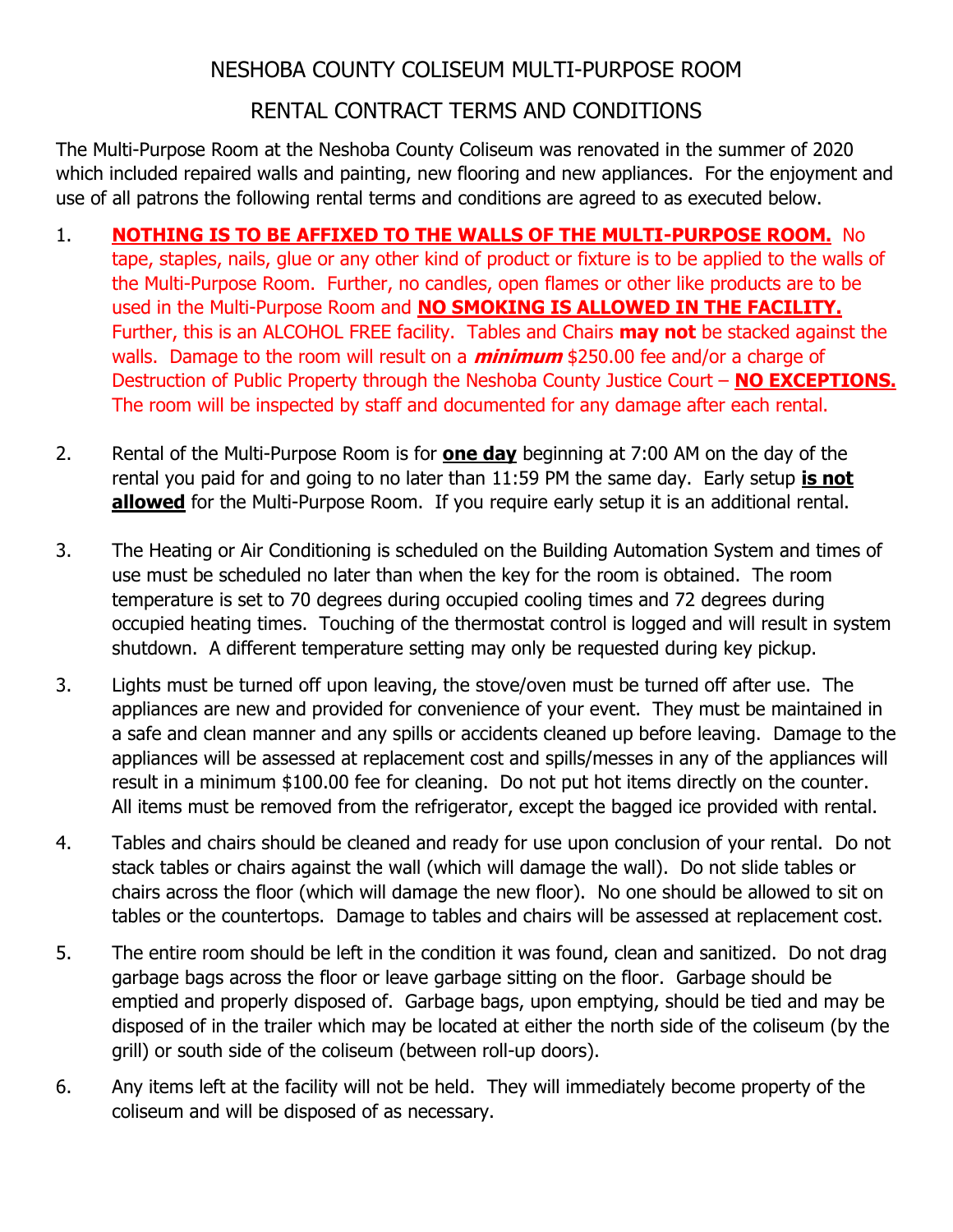# NESHOBA COUNTY COLISEUM MULTI-PURPOSE ROOM

## RENTAL CONTRACT TERMS AND CONDITIONS

The Multi-Purpose Room at the Neshoba County Coliseum was renovated in the summer of 2020 which included repaired walls and painting, new flooring and new appliances. For the enjoyment and use of all patrons the following rental terms and conditions are agreed to as executed below.

1. **NOTHING IS TO BE AFFIXED TO THE WALLS OF THE MULTI-PURPOSE ROOM.** No tape, staples, nails, glue or any other kind of product or fixture is to be applied to the walls of the Multi-Purpose Room. Further, no candles, open flames or other like products are to be used in the Multi-Purpose Room and **NO SMOKING IS ALLOWED IN THE FACILITY.** Further, this is an ALCOHOL FREE facility. Tables and Chairs **may not** be stacked against the walls. Damage to the room will result on a ***minimum*** $250.00 fee and/or a charge of Destruction of Public Property through the Neshoba County Justice Court – **NO EXCEPTIONS.** The room will be inspected by staff and documented for any damage after each rental.

2. Rental of the Multi-Purpose Room is for **one day** beginning at 7:00 AM on the day of the rental you paid for and going to no later than 11:59 PM the same day. Early setup **is not allowed** for the Multi-Purpose Room. If you require early setup it is an additional rental.

3. The Heating or Air Conditioning is scheduled on the Building Automation System and times of use must be scheduled no later than when the key for the room is obtained. The room temperature is set to 70 degrees during occupied cooling times and 72 degrees during occupied heating times. Touching of the thermostat control is logged and will result in system shutdown. A different temperature setting may only be requested during key pickup.

3. Lights must be turned off upon leaving, the stove/oven must be turned off after use. The appliances are new and provided for convenience of your event. They must be maintained in a safe and clean manner and any spills or accidents cleaned up before leaving. Damage to the appliances will be assessed at replacement cost and spills/messes in any of the appliances will result in a minimum $100.00 fee for cleaning. Do not put hot items directly on the counter. All items must be removed from the refrigerator, except the bagged ice provided with rental.

4. Tables and chairs should be cleaned and ready for use upon conclusion of your rental. Do not stack tables or chairs against the wall (which will damage the wall). Do not slide tables or chairs across the floor (which will damage the new floor). No one should be allowed to sit on tables or the countertops. Damage to tables and chairs will be assessed at replacement cost.

5. The entire room should be left in the condition it was found, clean and sanitized. Do not drag garbage bags across the floor or leave garbage sitting on the floor. Garbage should be emptied and properly disposed of. Garbage bags, upon emptying, should be tied and may be disposed of in the trailer which may be located at either the north side of the coliseum (by the grill) or south side of the coliseum (between roll-up doors).

6. Any items left at the facility will not be held. They will immediately become property of the coliseum and will be disposed of as necessary.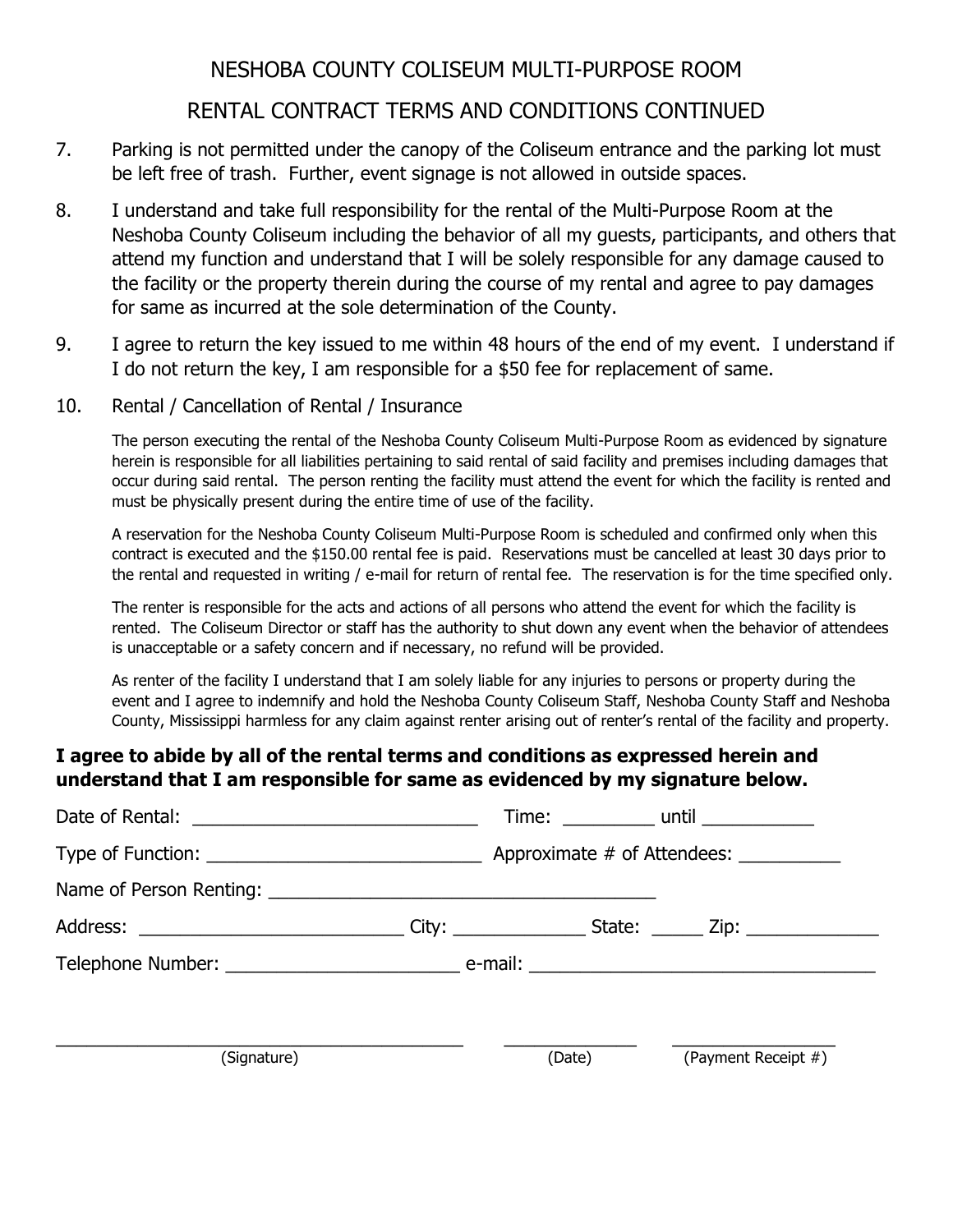# NESHOBA COUNTY COLISEUM MULTI-PURPOSE ROOM

## RENTAL CONTRACT TERMS AND CONDITIONS CONTINUED

7. Parking is not permitted under the canopy of the Coliseum entrance and the parking lot must be left free of trash. Further, event signage is not allowed in outside spaces.

8. I understand and take full responsibility for the rental of the Multi-Purpose Room at the Neshoba County Coliseum including the behavior of all my guests, participants, and others that attend my function and understand that I will be solely responsible for any damage caused to the facility or the property therein during the course of my rental and agree to pay damages for same as incurred at the sole determination of the County.

9. I agree to return the key issued to me within 48 hours of the end of my event. I understand if I do not return the key, I am responsible for a $50 fee for replacement of same.

10. Rental / Cancellation of Rental / Insurance

    The person executing the rental of the Neshoba County Coliseum Multi-Purpose Room as evidenced by signature herein is responsible for all liabilities pertaining to said rental of said facility and premises including damages that occur during said rental. The person renting the facility must attend the event for which the facility is rented and must be physically present during the entire time of use of the facility.

    A reservation for the Neshoba County Coliseum Multi-Purpose Room is scheduled and confirmed only when this contract is executed and the $150.00 rental fee is paid. Reservations must be cancelled at least 30 days prior to the rental and requested in writing / e-mail for return of rental fee. The reservation is for the time specified only.

    The renter is responsible for the acts and actions of all persons who attend the event for which the facility is rented. The Coliseum Director or staff has the authority to shut down any event when the behavior of attendees is unacceptable or a safety concern and if necessary, no refund will be provided.

    As renter of the facility I understand that I am solely liable for any injuries to persons or property during the event and I agree to indemnify and hold the Neshoba County Coliseum Staff, Neshoba County Staff and Neshoba County, Mississippi harmless for any claim against renter arising out of renter's rental of the facility and property.

**I agree to abide by all of the rental terms and conditions as expressed herein and understand that I am responsible for same as evidenced by my signature below.**

Date of Rental: ____________________________ Time: _________ until ___________

Type of Function: ___________________________ Approximate # of Attendees: __________

Name of Person Renting: ______________________________________

Address: __________________________ City: _____________ State: _____ Zip: _____________

Telephone Number: _______________________ e-mail: __________________________________

________________________________________ ______________ _________________

(Signature) (Date) (Payment Receipt #)